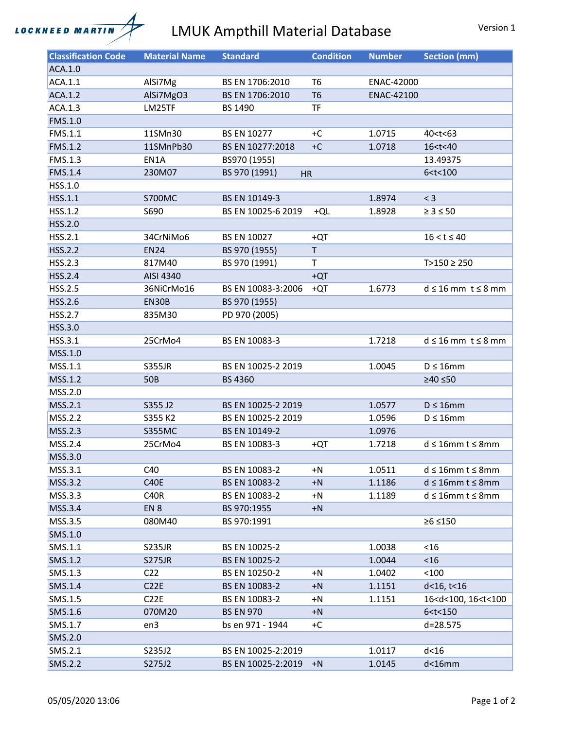# LMUK Ampthill Material Database

Version 1

| Classification Code | Material Name | Standard | Condition | Number | Section (mm) |
|---|---|---|---|---|---|
| ACA.1.0 | | | | | |
| ACA.1.1 | AlSi7Mg | BS EN 1706:2010 | T6 | ENAC-42000 | |
| ACA.1.2 | AlSi7MgO3 | BS EN 1706:2010 | T6 | ENAC-42100 | |
| ACA.1.3 | LM25TF | BS 1490 | TF | | |
| FMS.1.0 | | | | | |
| FMS.1.1 | 11SMn30 | BS EN 10277 | +C | 1.0715 | 40<t<63 |
| FMS.1.2 | 11SMnPb30 | BS EN 10277:2018 | +C | 1.0718 | 16<t<40 |
| FMS.1.3 | EN1A | BS970 (1955) | | | 13.49375 |
| FMS.1.4 | 230M07 | BS 970 (1991) | HR | | 6<t<100 |
| HSS.1.0 | | | | | |
| HSS.1.1 | S700MC | BS EN 10149-3 | | 1.8974 | < 3 |
| HSS.1.2 | S690 | BS EN 10025-6 2019 | +QL | 1.8928 | ≥ 3 ≤ 50 |
| HSS.2.0 | | | | | |
| HSS.2.1 | 34CrNiMo6 | BS EN 10027 | +QT | | 16 < t ≤ 40 |
| HSS.2.2 | EN24 | BS 970 (1955) | T | | |
| HSS.2.3 | 817M40 | BS 970 (1991) | T | | T>150 ≥ 250 |
| HSS.2.4 | AISI 4340 | | +QT | | |
| HSS.2.5 | 36NiCrMo16 | BS EN 10083-3:2006 | +QT | 1.6773 | d ≤ 16 mm  t ≤ 8 mm |
| HSS.2.6 | EN30B | BS 970 (1955) | | | |
| HSS.2.7 | 835M30 | PD 970 (2005) | | | |
| HSS.3.0 | | | | | |
| HSS.3.1 | 25CrMo4 | BS EN 10083-3 | | 1.7218 | d ≤ 16 mm  t ≤ 8 mm |
| MSS.1.0 | | | | | |
| MSS.1.1 | S355JR | BS EN 10025-2 2019 | | 1.0045 | D ≤ 16mm |
| MSS.1.2 | 50B | BS 4360 | | | ≥40 ≤50 |
| MSS.2.0 | | | | | |
| MSS.2.1 | S355 J2 | BS EN 10025-2 2019 | | 1.0577 | D ≤ 16mm |
| MSS.2.2 | S355 K2 | BS EN 10025-2 2019 | | 1.0596 | D ≤ 16mm |
| MSS.2.3 | S355MC | BS EN 10149-2 | | 1.0976 | |
| MSS.2.4 | 25CrMo4 | BS EN 10083-3 | +QT | 1.7218 | d ≤ 16mm t ≤ 8mm |
| MSS.3.0 | | | | | |
| MSS.3.1 | C40 | BS EN 10083-2 | +N | 1.0511 | d ≤ 16mm t ≤ 8mm |
| MSS.3.2 | C40E | BS EN 10083-2 | +N | 1.1186 | d ≤ 16mm t ≤ 8mm |
| MSS.3.3 | C40R | BS EN 10083-2 | +N | 1.1189 | d ≤ 16mm t ≤ 8mm |
| MSS.3.4 | EN 8 | BS 970:1955 | +N | | |
| MSS.3.5 | 080M40 | BS 970:1991 | | | ≥6 ≤150 |
| SMS.1.0 | | | | | |
| SMS.1.1 | S235JR | BS EN 10025-2 | | 1.0038 | <16 |
| SMS.1.2 | S275JR | BS EN 10025-2 | | 1.0044 | <16 |
| SMS.1.3 | C22 | BS EN 10250-2 | +N | 1.0402 | <100 |
| SMS.1.4 | C22E | BS EN 10083-2 | +N | 1.1151 | d<16, t<16 |
| SMS.1.5 | C22E | BS EN 10083-2 | +N | 1.1151 | 16<d<100, 16<t<100 |
| SMS.1.6 | 070M20 | BS EN 970 | +N | | 6<t<150 |
| SMS.1.7 | en3 | bs en 971 - 1944 | +C | | d=28.575 |
| SMS.2.0 | | | | | |
| SMS.2.1 | S235J2 | BS EN 10025-2:2019 | | 1.0117 | d<16 |
| SMS.2.2 | S275J2 | BS EN 10025-2:2019 | +N | 1.0145 | d<16mm |

05/05/2020 13:06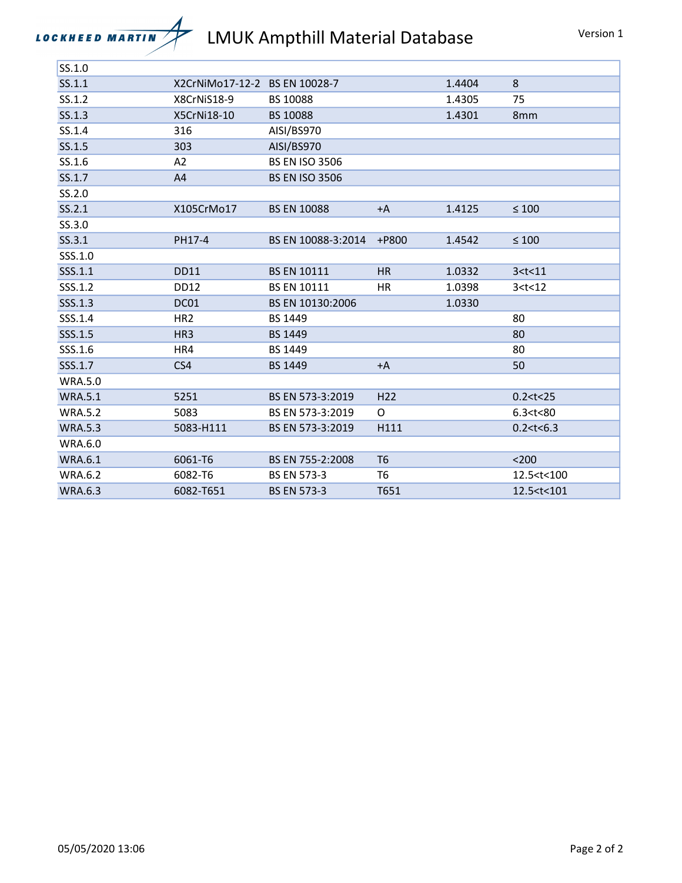| | | | | | |
|---|---|---|---|---|---|
| SS.1.0 | | | | | |
| SS.1.1 | X2CrNiMo17-12-2 | BS EN 10028-7 | | 1.4404 | 8 |
| SS.1.2 | X8CrNiS18-9 | BS 10088 | | 1.4305 | 75 |
| SS.1.3 | X5CrNi18-10 | BS 10088 | | 1.4301 | 8mm |
| SS.1.4 | 316 | AISI/BS970 | | | |
| SS.1.5 | 303 | AISI/BS970 | | | |
| SS.1.6 | A2 | BS EN ISO 3506 | | | |
| SS.1.7 | A4 | BS EN ISO 3506 | | | |
| SS.2.0 | | | | | |
| SS.2.1 | X105CrMo17 | BS EN 10088 | +A | 1.4125 | ≤ 100 |
| SS.3.0 | | | | | |
| SS.3.1 | PH17-4 | BS EN 10088-3:2014 | +P800 | 1.4542 | ≤ 100 |
| SSS.1.0 | | | | | |
| SSS.1.1 | DD11 | BS EN 10111 | HR | 1.0332 | 3<t<11 |
| SSS.1.2 | DD12 | BS EN 10111 | HR | 1.0398 | 3<t<12 |
| SSS.1.3 | DC01 | BS EN 10130:2006 | | 1.0330 | |
| SSS.1.4 | HR2 | BS 1449 | | | 80 |
| SSS.1.5 | HR3 | BS 1449 | | | 80 |
| SSS.1.6 | HR4 | BS 1449 | | | 80 |
| SSS.1.7 | CS4 | BS 1449 | +A | | 50 |
| WRA.5.0 | | | | | |
| WRA.5.1 | 5251 | BS EN 573-3:2019 | H22 | | 0.2<t<25 |
| WRA.5.2 | 5083 | BS EN 573-3:2019 | O | | 6.3<t<80 |
| WRA.5.3 | 5083-H111 | BS EN 573-3:2019 | H111 | | 0.2<t<6.3 |
| WRA.6.0 | | | | | |
| WRA.6.1 | 6061-T6 | BS EN 755-2:2008 | T6 | | <200 |
| WRA.6.2 | 6082-T6 | BS EN 573-3 | T6 | | 12.5<t<100 |
| WRA.6.3 | 6082-T651 | BS EN 573-3 | T651 | | 12.5<t<101 |